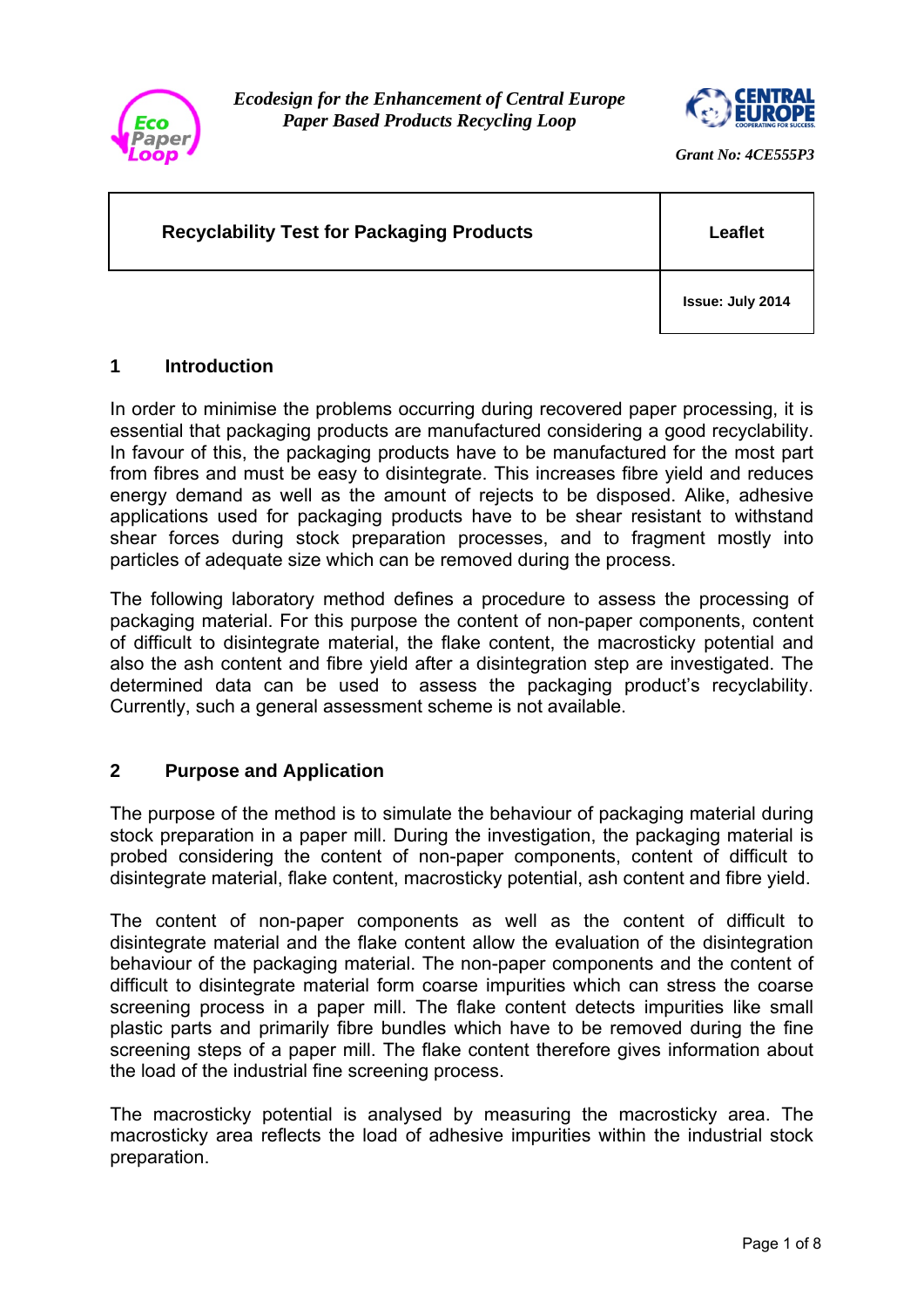*Ecodesign for the Enhancement of Central Europe Paper Based Products Recycling Loop*

*Grant No: 4CE555P3*

| **Recyclability Test for Packaging Products** | **Leaflet** |
| --- | --- |
| | **Issue: July 2014** |

## 1 Introduction

In order to minimise the problems occurring during recovered paper processing, it is essential that packaging products are manufactured considering a good recyclability. In favour of this, the packaging products have to be manufactured for the most part from fibres and must be easy to disintegrate. This increases fibre yield and reduces energy demand as well as the amount of rejects to be disposed. Alike, adhesive applications used for packaging products have to be shear resistant to withstand shear forces during stock preparation processes, and to fragment mostly into particles of adequate size which can be removed during the process.

The following laboratory method defines a procedure to assess the processing of packaging material. For this purpose the content of non-paper components, content of difficult to disintegrate material, the flake content, the macrosticky potential and also the ash content and fibre yield after a disintegration step are investigated. The determined data can be used to assess the packaging product's recyclability. Currently, such a general assessment scheme is not available.

## 2 Purpose and Application

The purpose of the method is to simulate the behaviour of packaging material during stock preparation in a paper mill. During the investigation, the packaging material is probed considering the content of non-paper components, content of difficult to disintegrate material, flake content, macrosticky potential, ash content and fibre yield.

The content of non-paper components as well as the content of difficult to disintegrate material and the flake content allow the evaluation of the disintegration behaviour of the packaging material. The non-paper components and the content of difficult to disintegrate material form coarse impurities which can stress the coarse screening process in a paper mill. The flake content detects impurities like small plastic parts and primarily fibre bundles which have to be removed during the fine screening steps of a paper mill. The flake content therefore gives information about the load of the industrial fine screening process.

The macrosticky potential is analysed by measuring the macrosticky area. The macrosticky area reflects the load of adhesive impurities within the industrial stock preparation.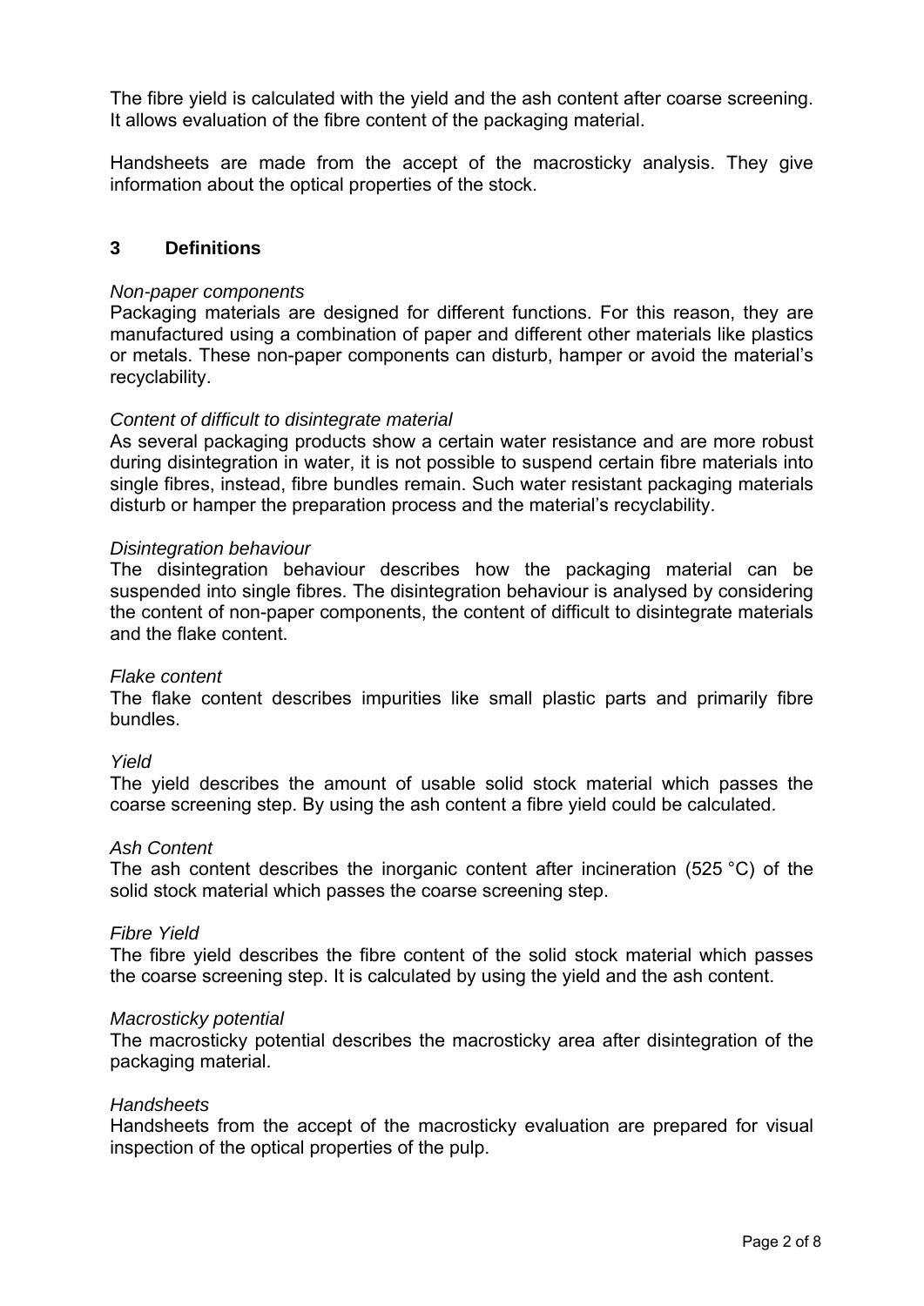The fibre yield is calculated with the yield and the ash content after coarse screening. It allows evaluation of the fibre content of the packaging material.

Handsheets are made from the accept of the macrosticky analysis. They give information about the optical properties of the stock.

## 3 Definitions

*Non-paper components*
Packaging materials are designed for different functions. For this reason, they are manufactured using a combination of paper and different other materials like plastics or metals. These non-paper components can disturb, hamper or avoid the material's recyclability.

*Content of difficult to disintegrate material*
As several packaging products show a certain water resistance and are more robust during disintegration in water, it is not possible to suspend certain fibre materials into single fibres, instead, fibre bundles remain. Such water resistant packaging materials disturb or hamper the preparation process and the material's recyclability.

*Disintegration behaviour*
The disintegration behaviour describes how the packaging material can be suspended into single fibres. The disintegration behaviour is analysed by considering the content of non-paper components, the content of difficult to disintegrate materials and the flake content.

*Flake content*
The flake content describes impurities like small plastic parts and primarily fibre bundles.

*Yield*
The yield describes the amount of usable solid stock material which passes the coarse screening step. By using the ash content a fibre yield could be calculated.

*Ash Content*
The ash content describes the inorganic content after incineration (525 °C) of the solid stock material which passes the coarse screening step.

*Fibre Yield*
The fibre yield describes the fibre content of the solid stock material which passes the coarse screening step. It is calculated by using the yield and the ash content.

*Macrosticky potential*
The macrosticky potential describes the macrosticky area after disintegration of the packaging material.

*Handsheets*
Handsheets from the accept of the macrosticky evaluation are prepared for visual inspection of the optical properties of the pulp.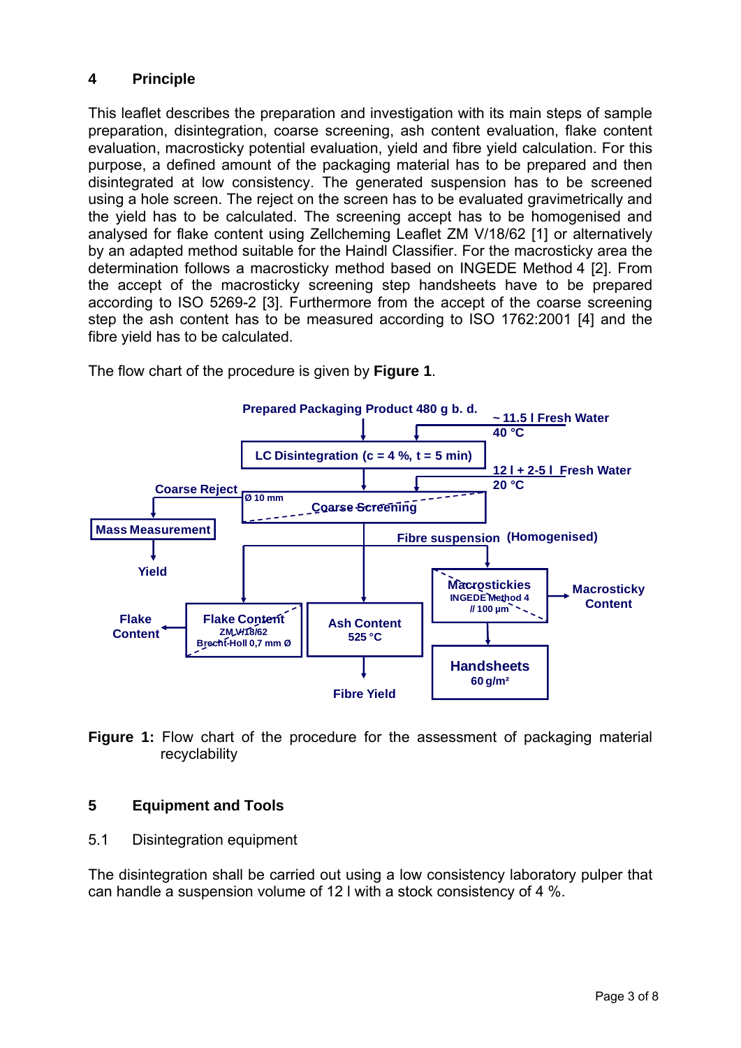## 4 Principle

This leaflet describes the preparation and investigation with its main steps of sample preparation, disintegration, coarse screening, ash content evaluation, flake content evaluation, macrosticky potential evaluation, yield and fibre yield calculation. For this purpose, a defined amount of the packaging material has to be prepared and then disintegrated at low consistency. The generated suspension has to be screened using a hole screen. The reject on the screen has to be evaluated gravimetrically and the yield has to be calculated. The screening accept has to be homogenised and analysed for flake content using Zellcheming Leaflet ZM V/18/62 [1] or alternatively by an adapted method suitable for the Haindl Classifier. For the macrosticky area the determination follows a macrosticky method based on INGEDE Method 4 [2]. From the accept of the macrosticky screening step handsheets have to be prepared according to ISO 5269-2 [3]. Furthermore from the accept of the coarse screening step the ash content has to be measured according to ISO 1762:2001 [4] and the fibre yield has to be calculated.

The flow chart of the procedure is given by **Figure 1**.

**Figure 1:** Flow chart of the procedure for the assessment of packaging material recyclability

## 5 Equipment and Tools

### 5.1 Disintegration equipment

The disintegration shall be carried out using a low consistency laboratory pulper that can handle a suspension volume of 12 l with a stock consistency of 4 %.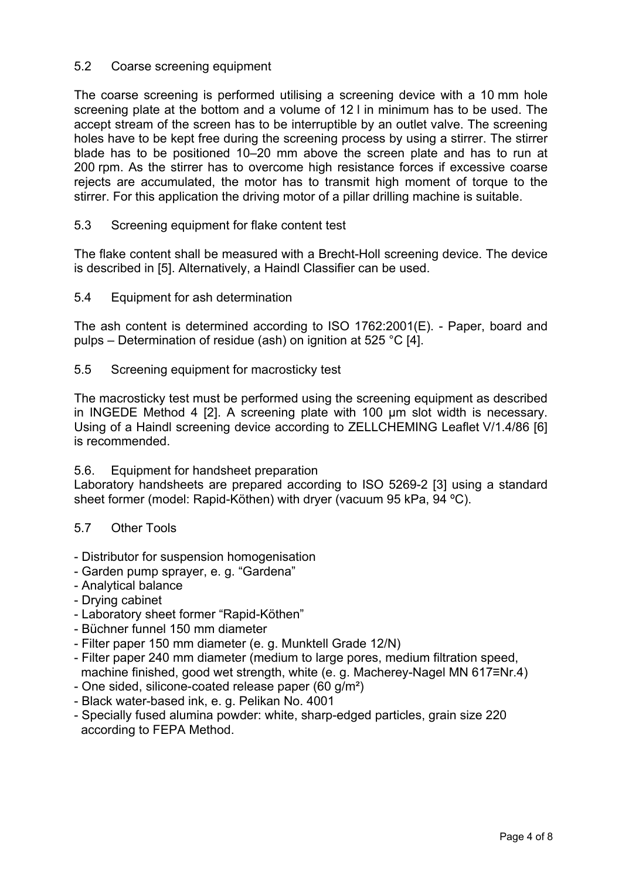### 5.2 Coarse screening equipment

The coarse screening is performed utilising a screening device with a 10 mm hole screening plate at the bottom and a volume of 12 l in minimum has to be used. The accept stream of the screen has to be interruptible by an outlet valve. The screening holes have to be kept free during the screening process by using a stirrer. The stirrer blade has to be positioned 10–20 mm above the screen plate and has to run at 200 rpm. As the stirrer has to overcome high resistance forces if excessive coarse rejects are accumulated, the motor has to transmit high moment of torque to the stirrer. For this application the driving motor of a pillar drilling machine is suitable.

### 5.3 Screening equipment for flake content test

The flake content shall be measured with a Brecht-Holl screening device. The device is described in [5]. Alternatively, a Haindl Classifier can be used.

### 5.4 Equipment for ash determination

The ash content is determined according to ISO 1762:2001(E). - Paper, board and pulps – Determination of residue (ash) on ignition at 525 °C [4].

### 5.5 Screening equipment for macrosticky test

The macrosticky test must be performed using the screening equipment as described in INGEDE Method 4 [2]. A screening plate with 100 µm slot width is necessary. Using of a Haindl screening device according to ZELLCHEMING Leaflet V/1.4/86 [6] is recommended.

### 5.6. Equipment for handsheet preparation

Laboratory handsheets are prepared according to ISO 5269-2 [3] using a standard sheet former (model: Rapid-Köthen) with dryer (vacuum 95 kPa, 94 ºC).

### 5.7 Other Tools

- Distributor for suspension homogenisation
- Garden pump sprayer, e. g. "Gardena"
- Analytical balance
- Drying cabinet
- Laboratory sheet former "Rapid-Köthen"
- Büchner funnel 150 mm diameter
- Filter paper 150 mm diameter (e. g. Munktell Grade 12/N)
- Filter paper 240 mm diameter (medium to large pores, medium filtration speed, machine finished, good wet strength, white (e. g. Macherey-Nagel MN 617≡Nr.4)
- One sided, silicone-coated release paper (60 g/m²)
- Black water-based ink, e. g. Pelikan No. 4001
- Specially fused alumina powder: white, sharp-edged particles, grain size 220 according to FEPA Method.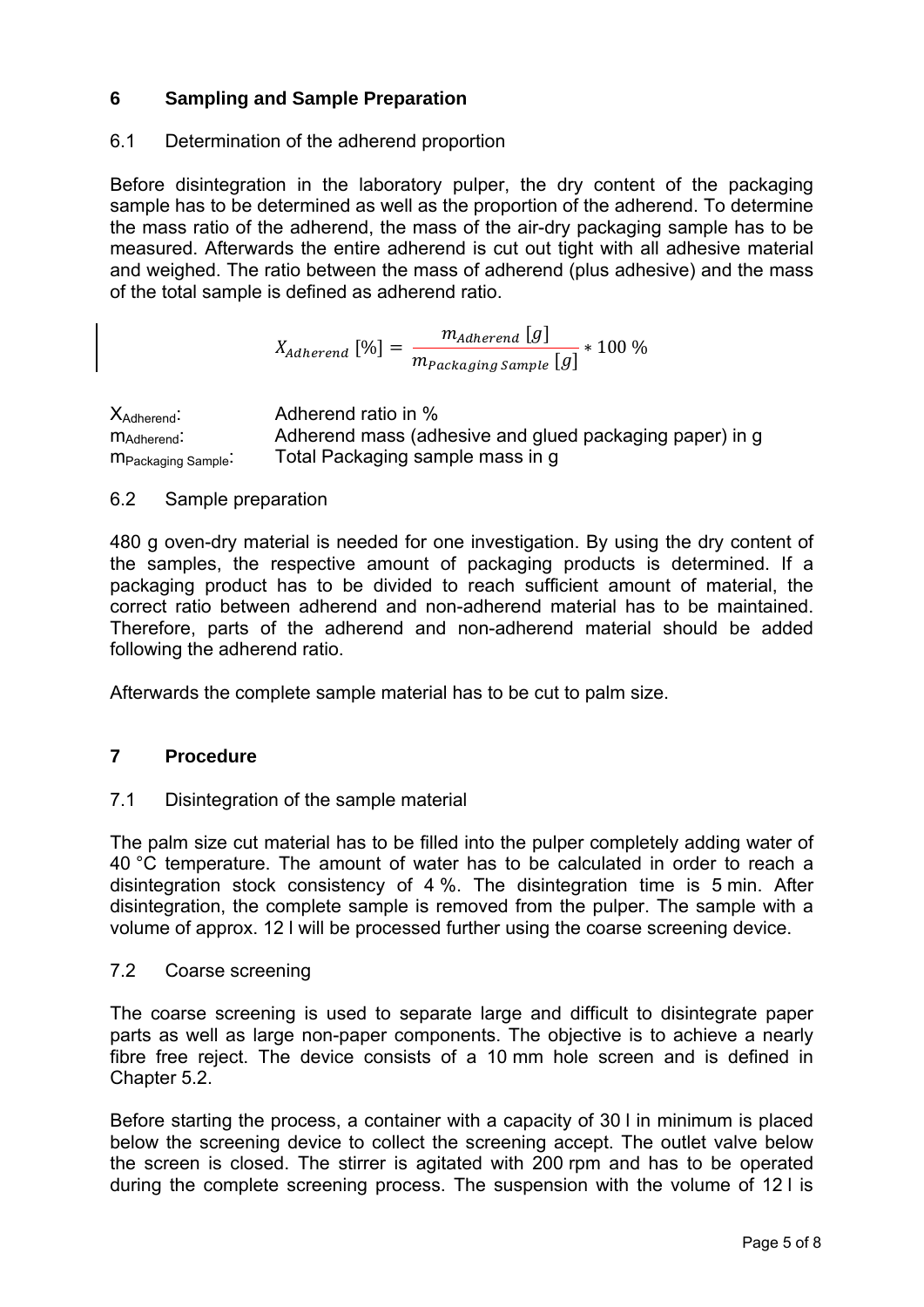## 6 Sampling and Sample Preparation

### 6.1 Determination of the adherend proportion

Before disintegration in the laboratory pulper, the dry content of the packaging sample has to be determined as well as the proportion of the adherend. To determine the mass ratio of the adherend, the mass of the air-dry packaging sample has to be measured. Afterwards the entire adherend is cut out tight with all adhesive material and weighed. The ratio between the mass of adherend (plus adhesive) and the mass of the total sample is defined as adherend ratio.

$$X_{Adherend}\,[\%] = \frac{m_{Adherend}\,[g]}{m_{Packaging\,Sample}\,[g]} * 100\,\%$$

| | |
|---|---|
| $X_{Adherend}$: | Adherend ratio in % |
| $m_{Adherend}$: | Adherend mass (adhesive and glued packaging paper) in g |
| $m_{Packaging\,Sample}$: | Total Packaging sample mass in g |

### 6.2 Sample preparation

480 g oven-dry material is needed for one investigation. By using the dry content of the samples, the respective amount of packaging products is determined. If a packaging product has to be divided to reach sufficient amount of material, the correct ratio between adherend and non-adherend material has to be maintained. Therefore, parts of the adherend and non-adherend material should be added following the adherend ratio.

Afterwards the complete sample material has to be cut to palm size.

## 7 Procedure

### 7.1 Disintegration of the sample material

The palm size cut material has to be filled into the pulper completely adding water of 40 °C temperature. The amount of water has to be calculated in order to reach a disintegration stock consistency of 4 %. The disintegration time is 5 min. After disintegration, the complete sample is removed from the pulper. The sample with a volume of approx. 12 l will be processed further using the coarse screening device.

### 7.2 Coarse screening

The coarse screening is used to separate large and difficult to disintegrate paper parts as well as large non-paper components. The objective is to achieve a nearly fibre free reject. The device consists of a 10 mm hole screen and is defined in Chapter 5.2.

Before starting the process, a container with a capacity of 30 l in minimum is placed below the screening device to collect the screening accept. The outlet valve below the screen is closed. The stirrer is agitated with 200 rpm and has to be operated during the complete screening process. The suspension with the volume of 12 l is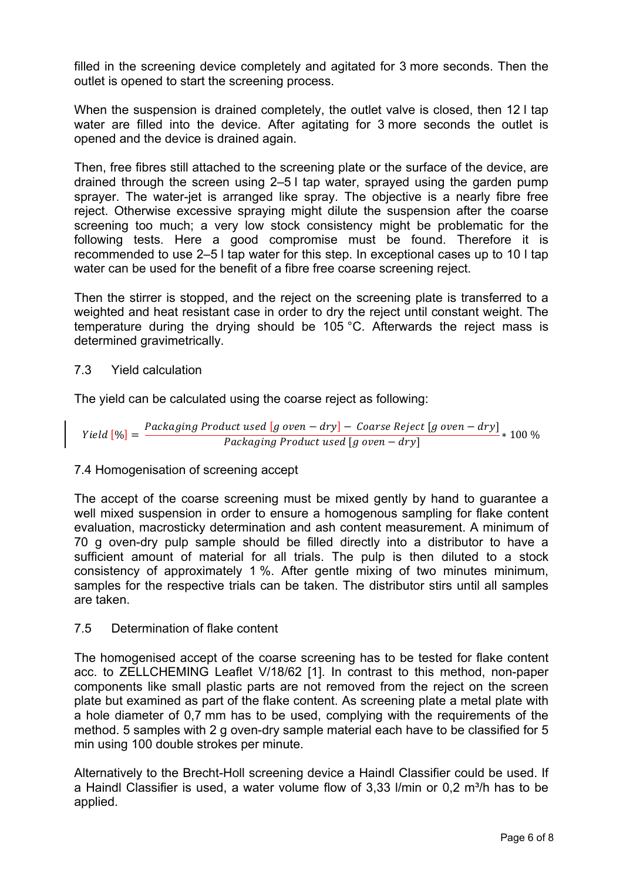filled in the screening device completely and agitated for 3 more seconds. Then the outlet is opened to start the screening process.

When the suspension is drained completely, the outlet valve is closed, then 12 l tap water are filled into the device. After agitating for 3 more seconds the outlet is opened and the device is drained again.

Then, free fibres still attached to the screening plate or the surface of the device, are drained through the screen using 2–5 l tap water, sprayed using the garden pump sprayer. The water-jet is arranged like spray. The objective is a nearly fibre free reject. Otherwise excessive spraying might dilute the suspension after the coarse screening too much; a very low stock consistency might be problematic for the following tests. Here a good compromise must be found. Therefore it is recommended to use 2–5 l tap water for this step. In exceptional cases up to 10 l tap water can be used for the benefit of a fibre free coarse screening reject.

Then the stirrer is stopped, and the reject on the screening plate is transferred to a weighted and heat resistant case in order to dry the reject until constant weight. The temperature during the drying should be 105 °C. Afterwards the reject mass is determined gravimetrically.

## 7.3 Yield calculation

The yield can be calculated using the coarse reject as following:

$$Yield\,[\%] = \frac{Packaging\ Product\ used\ [g\ oven-dry] - Coarse\ Reject\ [g\ oven-dry]}{Packaging\ Product\ used\ [g\ oven-dry]} * 100\ \%$$

## 7.4 Homogenisation of screening accept

The accept of the coarse screening must be mixed gently by hand to guarantee a well mixed suspension in order to ensure a homogenous sampling for flake content evaluation, macrosticky determination and ash content measurement. A minimum of 70 g oven-dry pulp sample should be filled directly into a distributor to have a sufficient amount of material for all trials. The pulp is then diluted to a stock consistency of approximately 1 %. After gentle mixing of two minutes minimum, samples for the respective trials can be taken. The distributor stirs until all samples are taken.

## 7.5 Determination of flake content

The homogenised accept of the coarse screening has to be tested for flake content acc. to ZELLCHEMING Leaflet V/18/62 [1]. In contrast to this method, non-paper components like small plastic parts are not removed from the reject on the screen plate but examined as part of the flake content. As screening plate a metal plate with a hole diameter of 0,7 mm has to be used, complying with the requirements of the method. 5 samples with 2 g oven-dry sample material each have to be classified for 5 min using 100 double strokes per minute.

Alternatively to the Brecht-Holl screening device a Haindl Classifier could be used. If a Haindl Classifier is used, a water volume flow of 3,33 l/min or 0,2 m³/h has to be applied.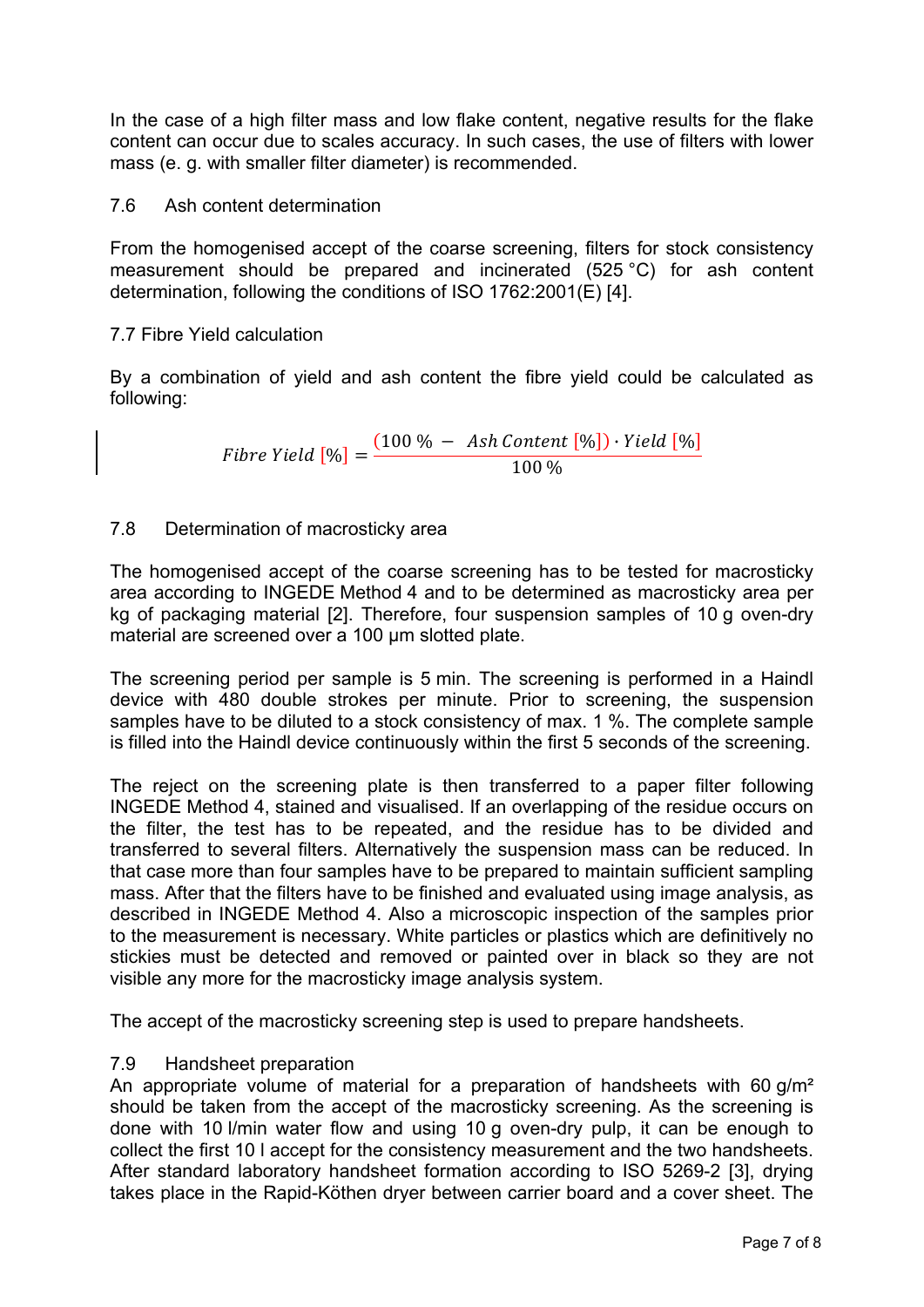In the case of a high filter mass and low flake content, negative results for the flake content can occur due to scales accuracy. In such cases, the use of filters with lower mass (e. g. with smaller filter diameter) is recommended.

## 7.6 Ash content determination

From the homogenised accept of the coarse screening, filters for stock consistency measurement should be prepared and incinerated (525 °C) for ash content determination, following the conditions of ISO 1762:2001(E) [4].

## 7.7 Fibre Yield calculation

By a combination of yield and ash content the fibre yield could be calculated as following:

$$Fibre\ Yield\ [\%] = \frac{(100\ \% - \ Ash\ Content\ [\%]) \cdot Yield\ [\%]}{100\ \%}$$

## 7.8 Determination of macrosticky area

The homogenised accept of the coarse screening has to be tested for macrosticky area according to INGEDE Method 4 and to be determined as macrosticky area per kg of packaging material [2]. Therefore, four suspension samples of 10 g oven-dry material are screened over a 100 µm slotted plate.

The screening period per sample is 5 min. The screening is performed in a Haindl device with 480 double strokes per minute. Prior to screening, the suspension samples have to be diluted to a stock consistency of max. 1 %. The complete sample is filled into the Haindl device continuously within the first 5 seconds of the screening.

The reject on the screening plate is then transferred to a paper filter following INGEDE Method 4, stained and visualised. If an overlapping of the residue occurs on the filter, the test has to be repeated, and the residue has to be divided and transferred to several filters. Alternatively the suspension mass can be reduced. In that case more than four samples have to be prepared to maintain sufficient sampling mass. After that the filters have to be finished and evaluated using image analysis, as described in INGEDE Method 4. Also a microscopic inspection of the samples prior to the measurement is necessary. White particles or plastics which are definitively no stickies must be detected and removed or painted over in black so they are not visible any more for the macrosticky image analysis system.

The accept of the macrosticky screening step is used to prepare handsheets.

## 7.9 Handsheet preparation

An appropriate volume of material for a preparation of handsheets with 60 g/m² should be taken from the accept of the macrosticky screening. As the screening is done with 10 l/min water flow and using 10 g oven-dry pulp, it can be enough to collect the first 10 l accept for the consistency measurement and the two handsheets. After standard laboratory handsheet formation according to ISO 5269-2 [3], drying takes place in the Rapid-Köthen dryer between carrier board and a cover sheet. The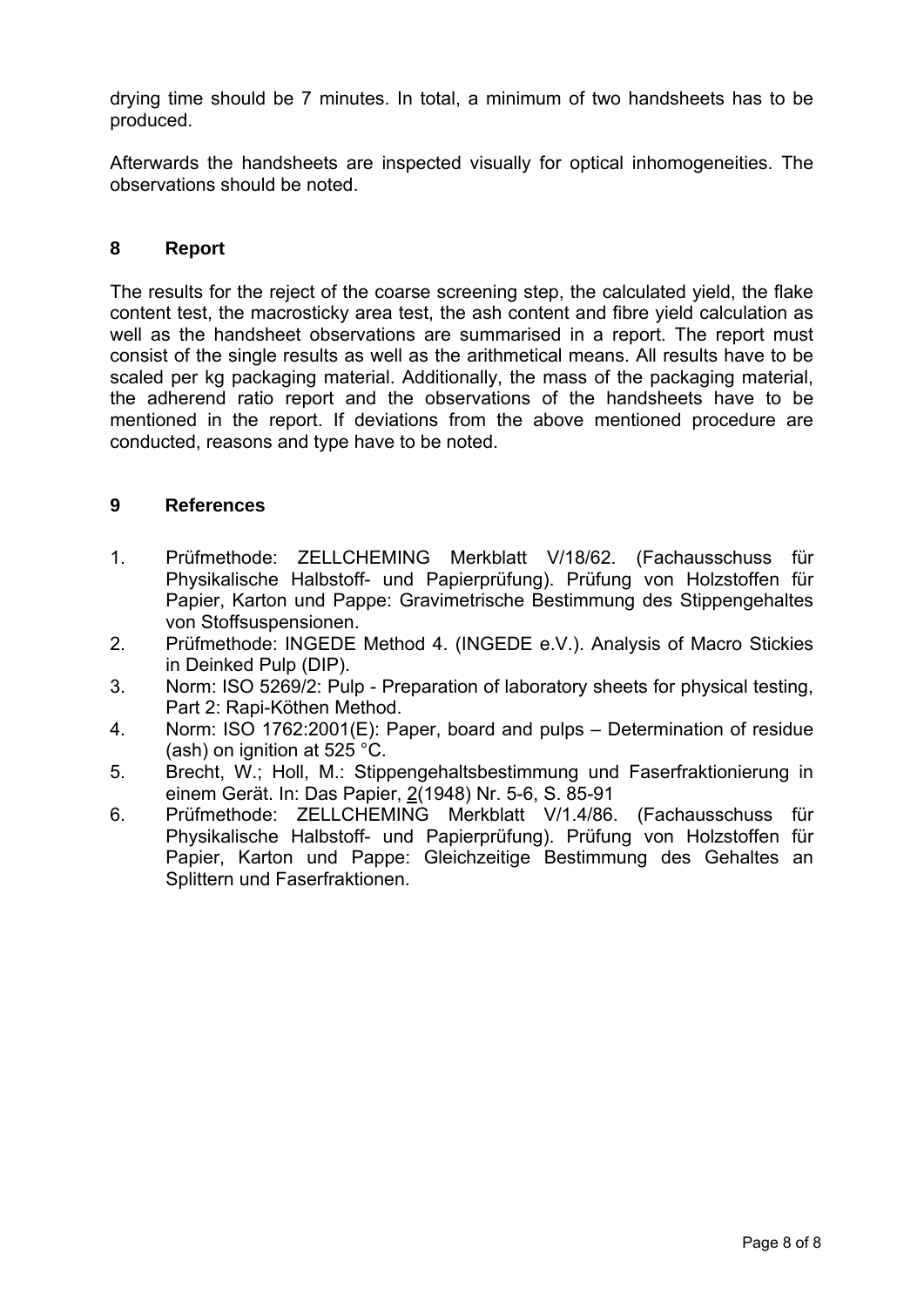drying time should be 7 minutes. In total, a minimum of two handsheets has to be produced.

Afterwards the handsheets are inspected visually for optical inhomogeneities. The observations should be noted.

## 8 Report

The results for the reject of the coarse screening step, the calculated yield, the flake content test, the macrosticky area test, the ash content and fibre yield calculation as well as the handsheet observations are summarised in a report. The report must consist of the single results as well as the arithmetical means. All results have to be scaled per kg packaging material. Additionally, the mass of the packaging material, the adherend ratio report and the observations of the handsheets have to be mentioned in the report. If deviations from the above mentioned procedure are conducted, reasons and type have to be noted.

## 9 References

1. Prüfmethode: ZELLCHEMING Merkblatt V/18/62. (Fachausschuss für Physikalische Halbstoff- und Papierprüfung). Prüfung von Holzstoffen für Papier, Karton und Pappe: Gravimetrische Bestimmung des Stippengehaltes von Stoffsuspensionen.
2. Prüfmethode: INGEDE Method 4. (INGEDE e.V.). Analysis of Macro Stickies in Deinked Pulp (DIP).
3. Norm: ISO 5269/2: Pulp - Preparation of laboratory sheets for physical testing, Part 2: Rapi-Köthen Method.
4. Norm: ISO 1762:2001(E): Paper, board and pulps – Determination of residue (ash) on ignition at 525 °C.
5. Brecht, W.; Holl, M.: Stippengehaltsbestimmung und Faserfraktionierung in einem Gerät. In: Das Papier, 2(1948) Nr. 5-6, S. 85-91
6. Prüfmethode: ZELLCHEMING Merkblatt V/1.4/86. (Fachausschuss für Physikalische Halbstoff- und Papierprüfung). Prüfung von Holzstoffen für Papier, Karton und Pappe: Gleichzeitige Bestimmung des Gehaltes an Splittern und Faserfraktionen.